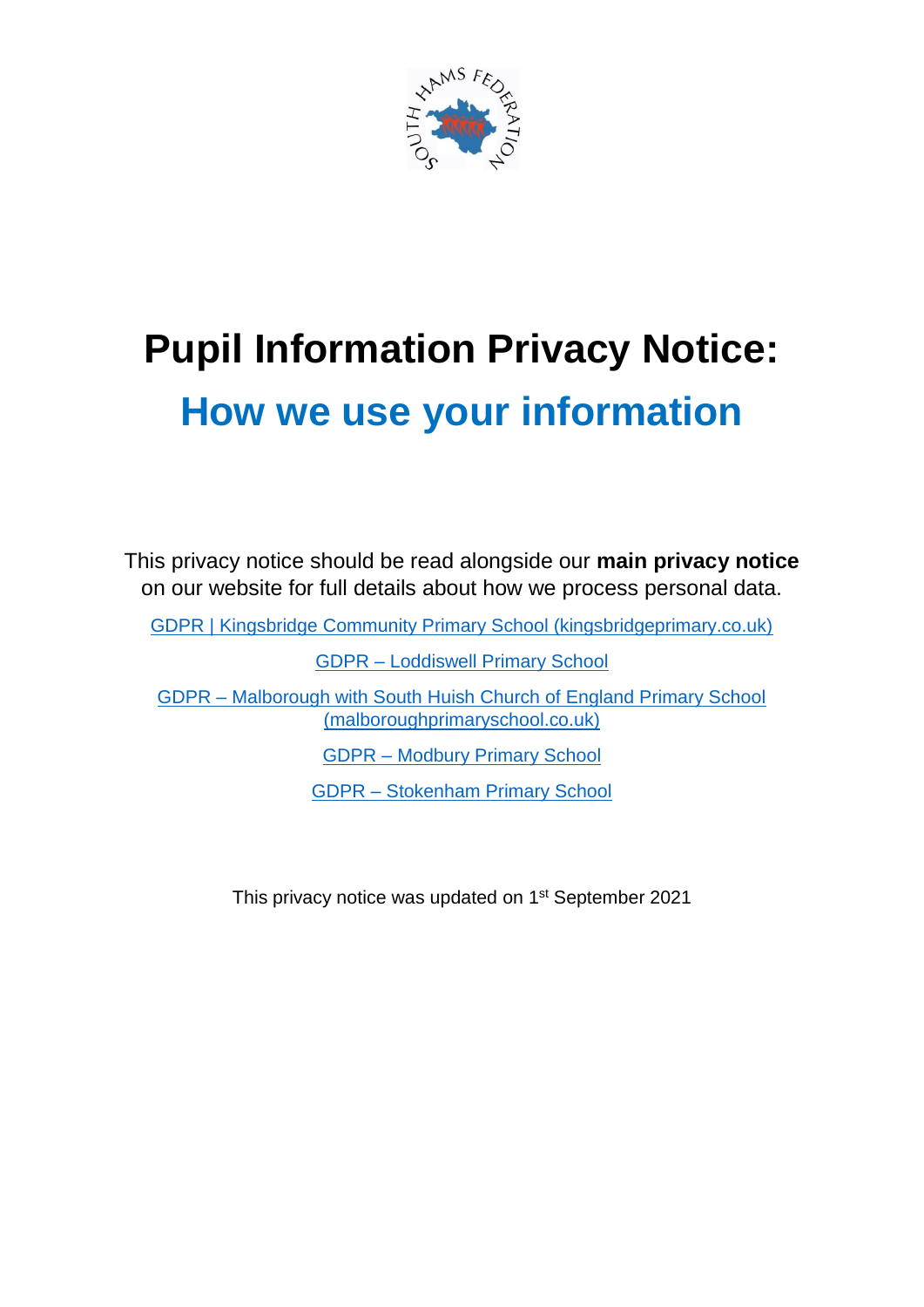# Pupil Information Privacy Notice:

## How we use your information

This privacy notice should be read alongside our **main privacy notice** on our website for full details about how we process personal data.

[GDPR | Kingsbridge Community Primary School (kingsbridgeprimary.co.uk)]

[GDPR – Loddiswell Primary School]

[GDPR – Malborough with South Huish Church of England Primary School (malboroughprimaryschool.co.uk)]

[GDPR – Modbury Primary School]

[GDPR – Stokenham Primary School]

This privacy notice was updated on 1st September 2021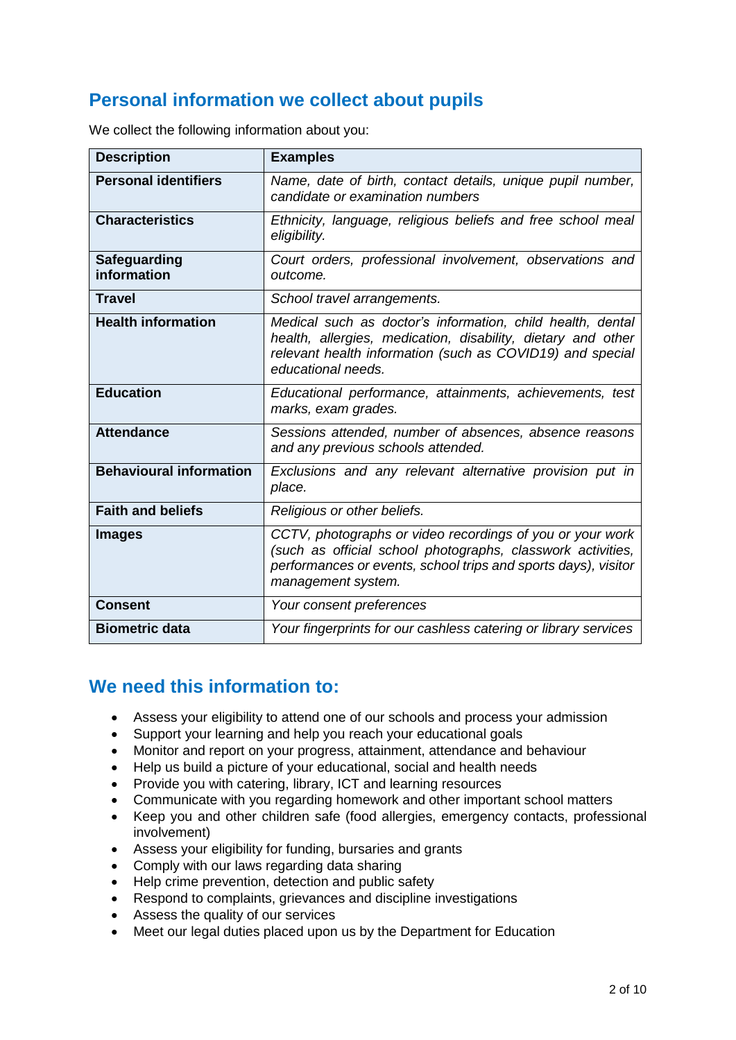## Personal information we collect about pupils

We collect the following information about you:

| Description | Examples |
|---|---|
| **Personal identifiers** | *Name, date of birth, contact details, unique pupil number, candidate or examination numbers* |
| **Characteristics** | *Ethnicity, language, religious beliefs and free school meal eligibility.* |
| **Safeguarding information** | *Court orders, professional involvement, observations and outcome.* |
| **Travel** | *School travel arrangements.* |
| **Health information** | *Medical such as doctor's information, child health, dental health, allergies, medication, disability, dietary and other relevant health information (such as COVID19) and special educational needs.* |
| **Education** | *Educational performance, attainments, achievements, test marks, exam grades.* |
| **Attendance** | *Sessions attended, number of absences, absence reasons and any previous schools attended.* |
| **Behavioural information** | *Exclusions and any relevant alternative provision put in place.* |
| **Faith and beliefs** | *Religious or other beliefs.* |
| **Images** | *CCTV, photographs or video recordings of you or your work (such as official school photographs, classwork activities, performances or events, school trips and sports days), visitor management system.* |
| **Consent** | *Your consent preferences* |
| **Biometric data** | *Your fingerprints for our cashless catering or library services* |

## We need this information to:

- Assess your eligibility to attend one of our schools and process your admission
- Support your learning and help you reach your educational goals
- Monitor and report on your progress, attainment, attendance and behaviour
- Help us build a picture of your educational, social and health needs
- Provide you with catering, library, ICT and learning resources
- Communicate with you regarding homework and other important school matters
- Keep you and other children safe (food allergies, emergency contacts, professional involvement)
- Assess your eligibility for funding, bursaries and grants
- Comply with our laws regarding data sharing
- Help crime prevention, detection and public safety
- Respond to complaints, grievances and discipline investigations
- Assess the quality of our services
- Meet our legal duties placed upon us by the Department for Education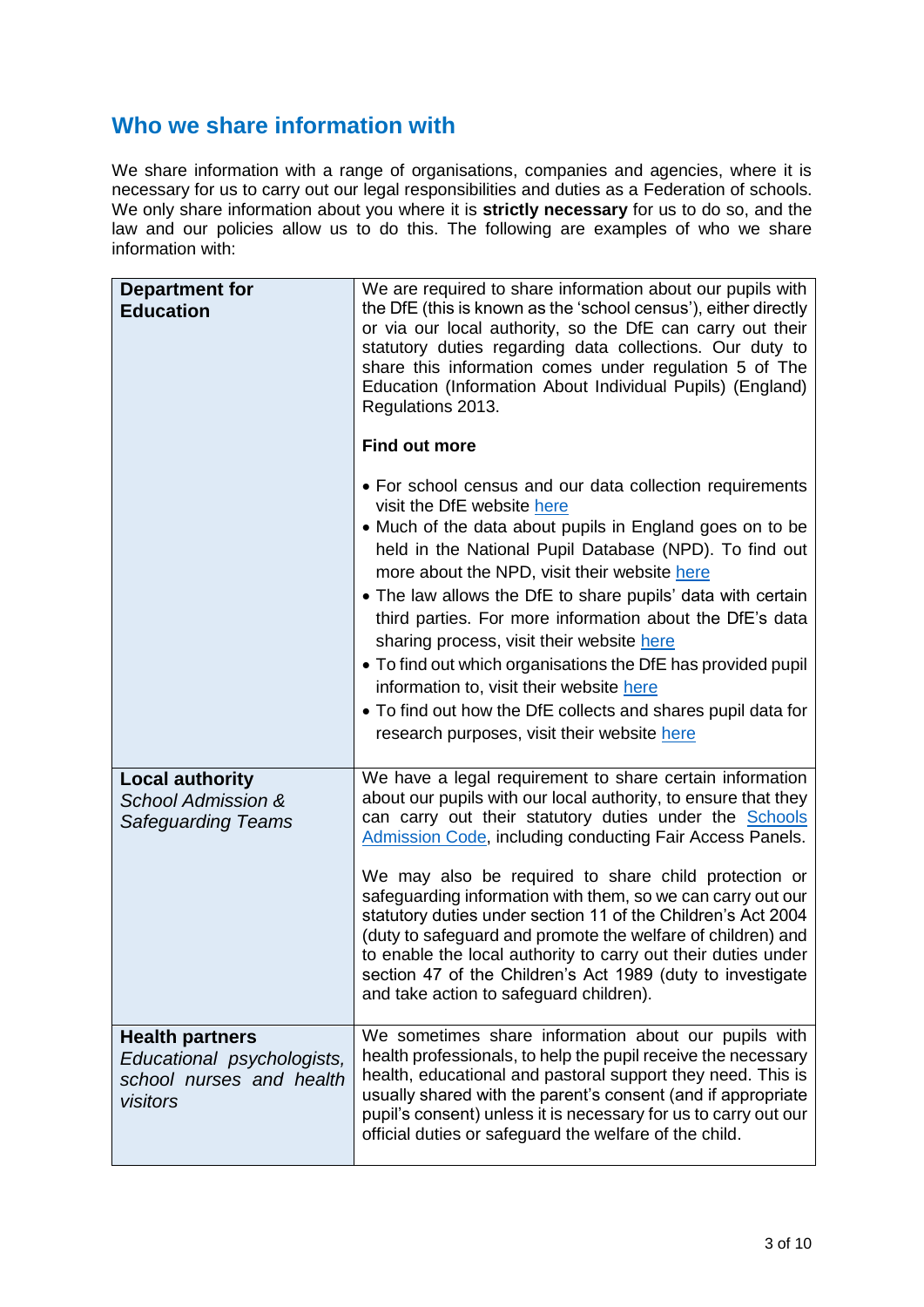## Who we share information with

We share information with a range of organisations, companies and agencies, where it is necessary for us to carry out our legal responsibilities and duties as a Federation of schools. We only share information about you where it is **strictly necessary** for us to do so, and the law and our policies allow us to do this. The following are examples of who we share information with:

| | |
|---|---|
| **Department for Education** | We are required to share information about our pupils with the DfE (this is known as the 'school census'), either directly or via our local authority, so the DfE can carry out their statutory duties regarding data collections. Our duty to share this information comes under regulation 5 of The Education (Information About Individual Pupils) (England) Regulations 2013.<br><br>**Find out more**<br><br>• For school census and our data collection requirements visit the DfE website here<br>• Much of the data about pupils in England goes on to be held in the National Pupil Database (NPD). To find out more about the NPD, visit their website here<br>• The law allows the DfE to share pupils' data with certain third parties. For more information about the DfE's data sharing process, visit their website here<br>• To find out which organisations the DfE has provided pupil information to, visit their website here<br>• To find out how the DfE collects and shares pupil data for research purposes, visit their website here |
| **Local authority**<br>*School Admission & Safeguarding Teams* | We have a legal requirement to share certain information about our pupils with our local authority, to ensure that they can carry out their statutory duties under the Schools Admission Code, including conducting Fair Access Panels.<br><br>We may also be required to share child protection or safeguarding information with them, so we can carry out our statutory duties under section 11 of the Children's Act 2004 (duty to safeguard and promote the welfare of children) and to enable the local authority to carry out their duties under section 47 of the Children's Act 1989 (duty to investigate and take action to safeguard children). |
| **Health partners**<br>*Educational psychologists, school nurses and health visitors* | We sometimes share information about our pupils with health professionals, to help the pupil receive the necessary health, educational and pastoral support they need. This is usually shared with the parent's consent (and if appropriate pupil's consent) unless it is necessary for us to carry out our official duties or safeguard the welfare of the child. |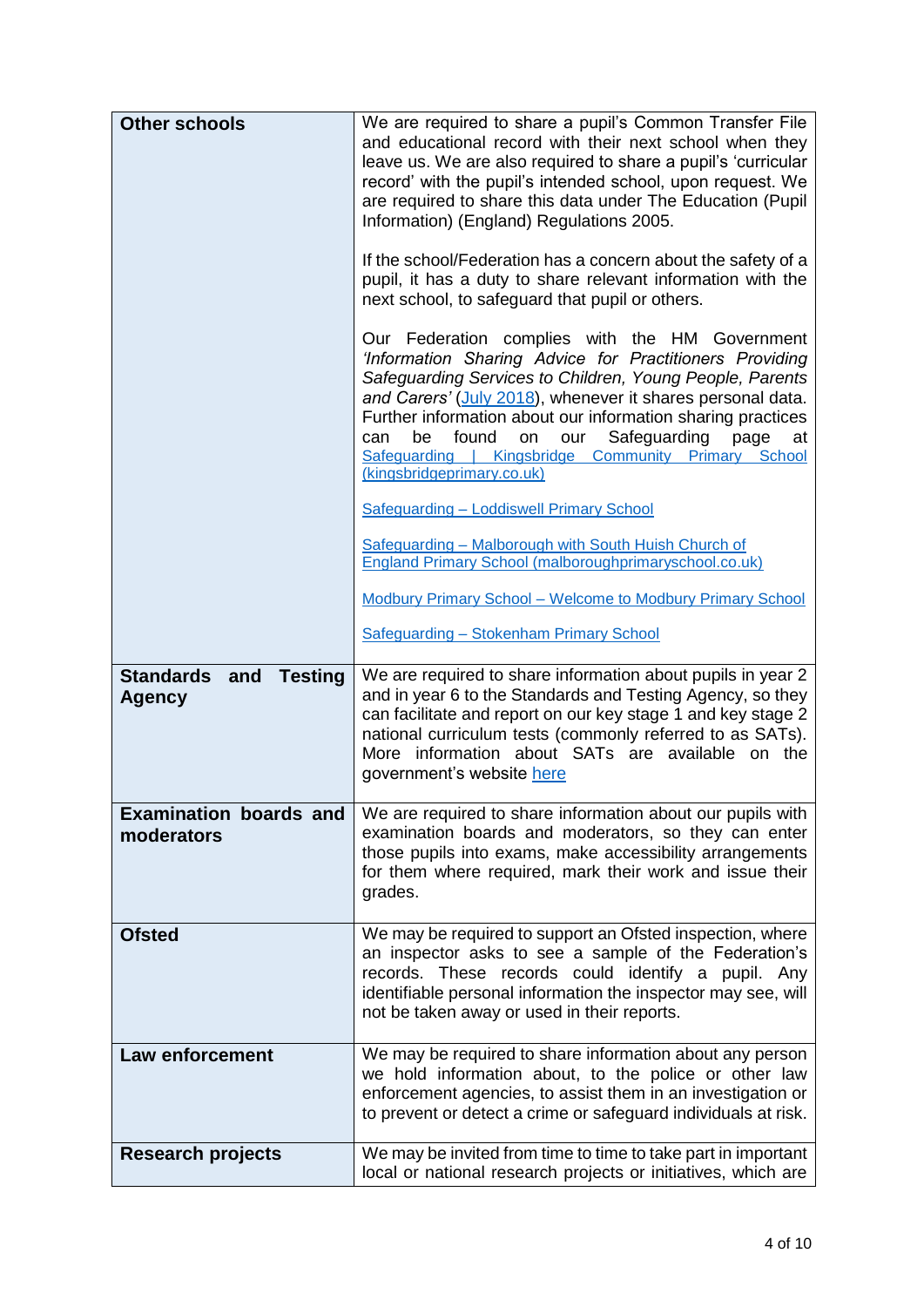| | |
|---|---|
| **Other schools** | We are required to share a pupil's Common Transfer File and educational record with their next school when they leave us. We are also required to share a pupil's 'curricular record' with the pupil's intended school, upon request. We are required to share this data under The Education (Pupil Information) (England) Regulations 2005.<br><br>If the school/Federation has a concern about the safety of a pupil, it has a duty to share relevant information with the next school, to safeguard that pupil or others.<br><br>Our Federation complies with the HM Government *'Information Sharing Advice for Practitioners Providing Safeguarding Services to Children, Young People, Parents and Carers'* (July 2018), whenever it shares personal data. Further information about our information sharing practices can be found on our Safeguarding page at Safeguarding \| Kingsbridge Community Primary School (kingsbridgeprimary.co.uk)<br><br>Safeguarding – Loddiswell Primary School<br><br>Safeguarding – Malborough with South Huish Church of England Primary School (malboroughprimaryschool.co.uk)<br><br>Modbury Primary School – Welcome to Modbury Primary School<br><br>Safeguarding – Stokenham Primary School |
| **Standards and Testing Agency** | We are required to share information about pupils in year 2 and in year 6 to the Standards and Testing Agency, so they can facilitate and report on our key stage 1 and key stage 2 national curriculum tests (commonly referred to as SATs). More information about SATs are available on the government's website here |
| **Examination boards and moderators** | We are required to share information about our pupils with examination boards and moderators, so they can enter those pupils into exams, make accessibility arrangements for them where required, mark their work and issue their grades. |
| **Ofsted** | We may be required to support an Ofsted inspection, where an inspector asks to see a sample of the Federation's records. These records could identify a pupil. Any identifiable personal information the inspector may see, will not be taken away or used in their reports. |
| **Law enforcement** | We may be required to share information about any person we hold information about, to the police or other law enforcement agencies, to assist them in an investigation or to prevent or detect a crime or safeguard individuals at risk. |
| **Research projects** | We may be invited from time to time to take part in important local or national research projects or initiatives, which are |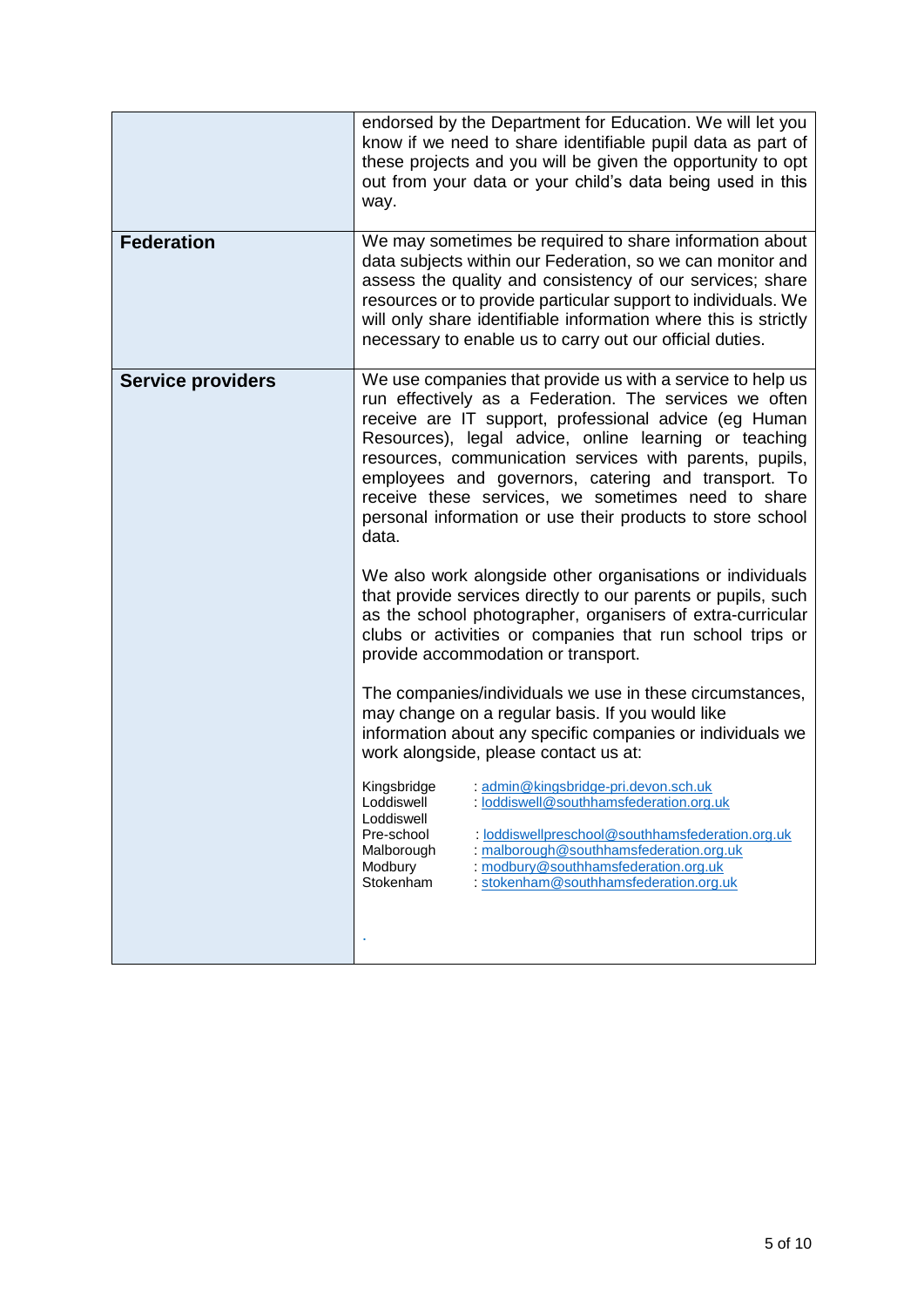| | |
|---|---|
| | endorsed by the Department for Education. We will let you know if we need to share identifiable pupil data as part of these projects and you will be given the opportunity to opt out from your data or your child's data being used in this way. |
| **Federation** | We may sometimes be required to share information about data subjects within our Federation, so we can monitor and assess the quality and consistency of our services; share resources or to provide particular support to individuals. We will only share identifiable information where this is strictly necessary to enable us to carry out our official duties. |
| **Service providers** | We use companies that provide us with a service to help us run effectively as a Federation. The services we often receive are IT support, professional advice (eg Human Resources), legal advice, online learning or teaching resources, communication services with parents, pupils, employees and governors, catering and transport. To receive these services, we sometimes need to share personal information or use their products to store school data.<br><br>We also work alongside other organisations or individuals that provide services directly to our parents or pupils, such as the school photographer, organisers of extra-curricular clubs or activities or companies that run school trips or provide accommodation or transport.<br><br>The companies/individuals we use in these circumstances, may change on a regular basis. If you would like information about any specific companies or individuals we work alongside, please contact us at:<br><br>Kingsbridge : admin@kingsbridge-pri.devon.sch.uk<br>Loddiswell : loddiswell@southhamsfederation.org.uk<br>Loddiswell Pre-school : loddiswellpreschool@southhamsfederation.org.uk<br>Malborough : malborough@southhamsfederation.org.uk<br>Modbury : modbury@southhamsfederation.org.uk<br>Stokenham : stokenham@southhamsfederation.org.uk<br><br>. |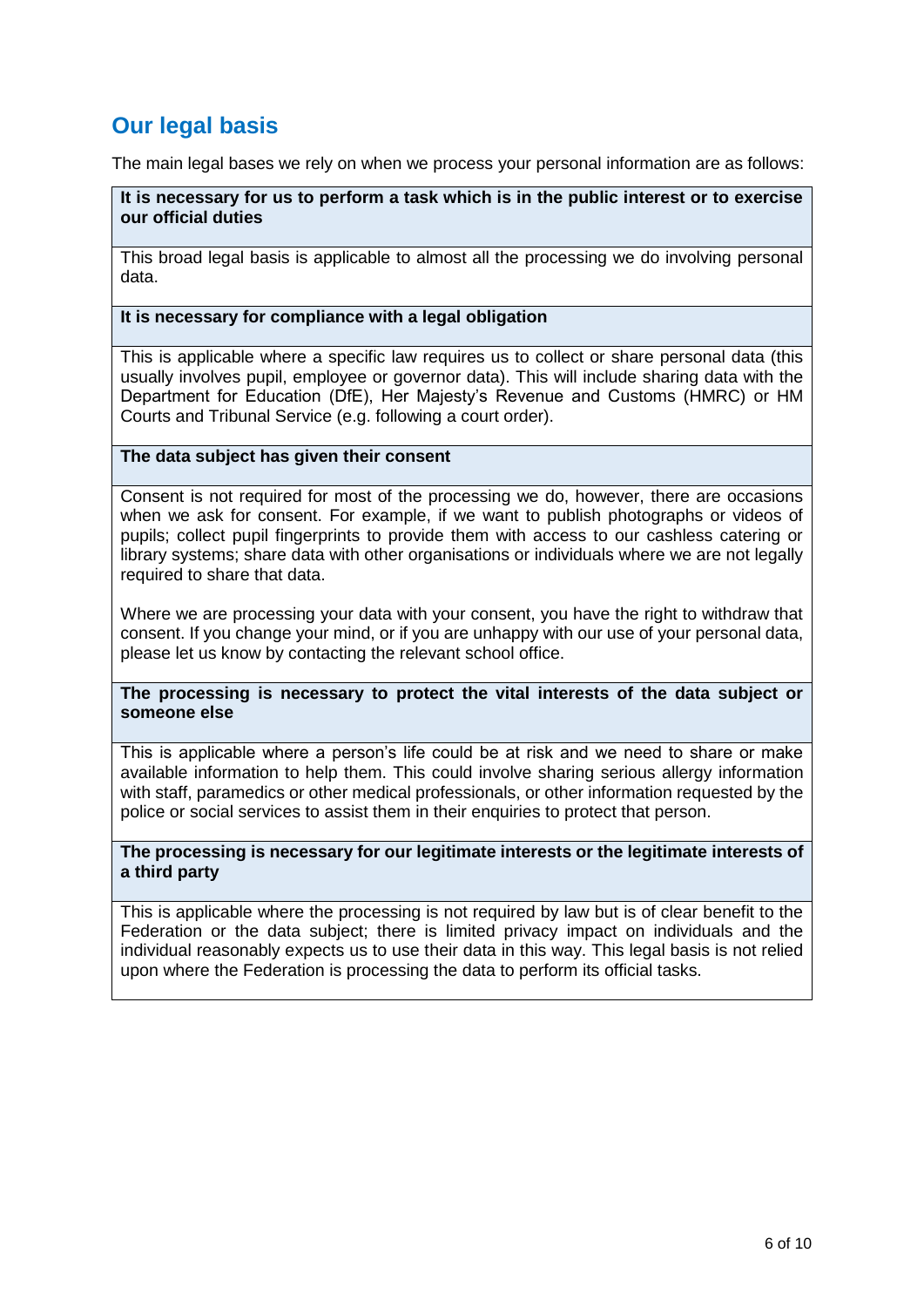## Our legal basis

The main legal bases we rely on when we process your personal information are as follows:

| **It is necessary for us to perform a task which is in the public interest or to exercise our official duties** |
|---|
| This broad legal basis is applicable to almost all the processing we do involving personal data. |
| **It is necessary for compliance with a legal obligation** |
| This is applicable where a specific law requires us to collect or share personal data (this usually involves pupil, employee or governor data). This will include sharing data with the Department for Education (DfE), Her Majesty's Revenue and Customs (HMRC) or HM Courts and Tribunal Service (e.g. following a court order). |
| **The data subject has given their consent** |
| Consent is not required for most of the processing we do, however, there are occasions when we ask for consent. For example, if we want to publish photographs or videos of pupils; collect pupil fingerprints to provide them with access to our cashless catering or library systems; share data with other organisations or individuals where we are not legally required to share that data.<br><br>Where we are processing your data with your consent, you have the right to withdraw that consent. If you change your mind, or if you are unhappy with our use of your personal data, please let us know by contacting the relevant school office. |
| **The processing is necessary to protect the vital interests of the data subject or someone else** |
| This is applicable where a person's life could be at risk and we need to share or make available information to help them. This could involve sharing serious allergy information with staff, paramedics or other medical professionals, or other information requested by the police or social services to assist them in their enquiries to protect that person. |
| **The processing is necessary for our legitimate interests or the legitimate interests of a third party** |
| This is applicable where the processing is not required by law but is of clear benefit to the Federation or the data subject; there is limited privacy impact on individuals and the individual reasonably expects us to use their data in this way. This legal basis is not relied upon where the Federation is processing the data to perform its official tasks. |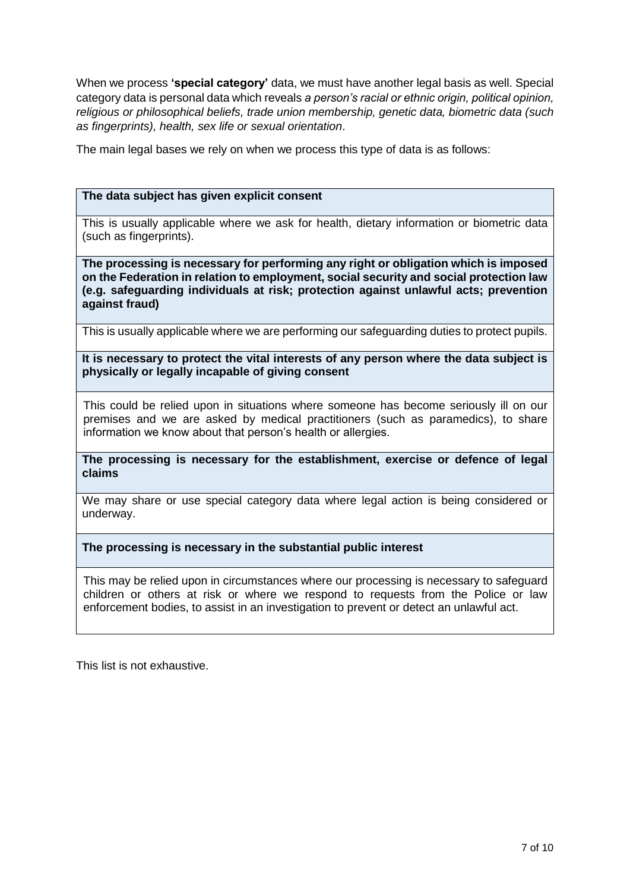When we process **'special category'** data, we must have another legal basis as well. Special category data is personal data which reveals *a person's racial or ethnic origin, political opinion, religious or philosophical beliefs, trade union membership, genetic data, biometric data (such as fingerprints), health, sex life or sexual orientation*.

The main legal bases we rely on when we process this type of data is as follows:

| **The data subject has given explicit consent** |
| --- |
| This is usually applicable where we ask for health, dietary information or biometric data (such as fingerprints). |
| **The processing is necessary for performing any right or obligation which is imposed on the Federation in relation to employment, social security and social protection law (e.g. safeguarding individuals at risk; protection against unlawful acts; prevention against fraud)** |
| This is usually applicable where we are performing our safeguarding duties to protect pupils. |
| **It is necessary to protect the vital interests of any person where the data subject is physically or legally incapable of giving consent** |
| This could be relied upon in situations where someone has become seriously ill on our premises and we are asked by medical practitioners (such as paramedics), to share information we know about that person's health or allergies. |
| **The processing is necessary for the establishment, exercise or defence of legal claims** |
| We may share or use special category data where legal action is being considered or underway. |
| **The processing is necessary in the substantial public interest** |
| This may be relied upon in circumstances where our processing is necessary to safeguard children or others at risk or where we respond to requests from the Police or law enforcement bodies, to assist in an investigation to prevent or detect an unlawful act. |

This list is not exhaustive.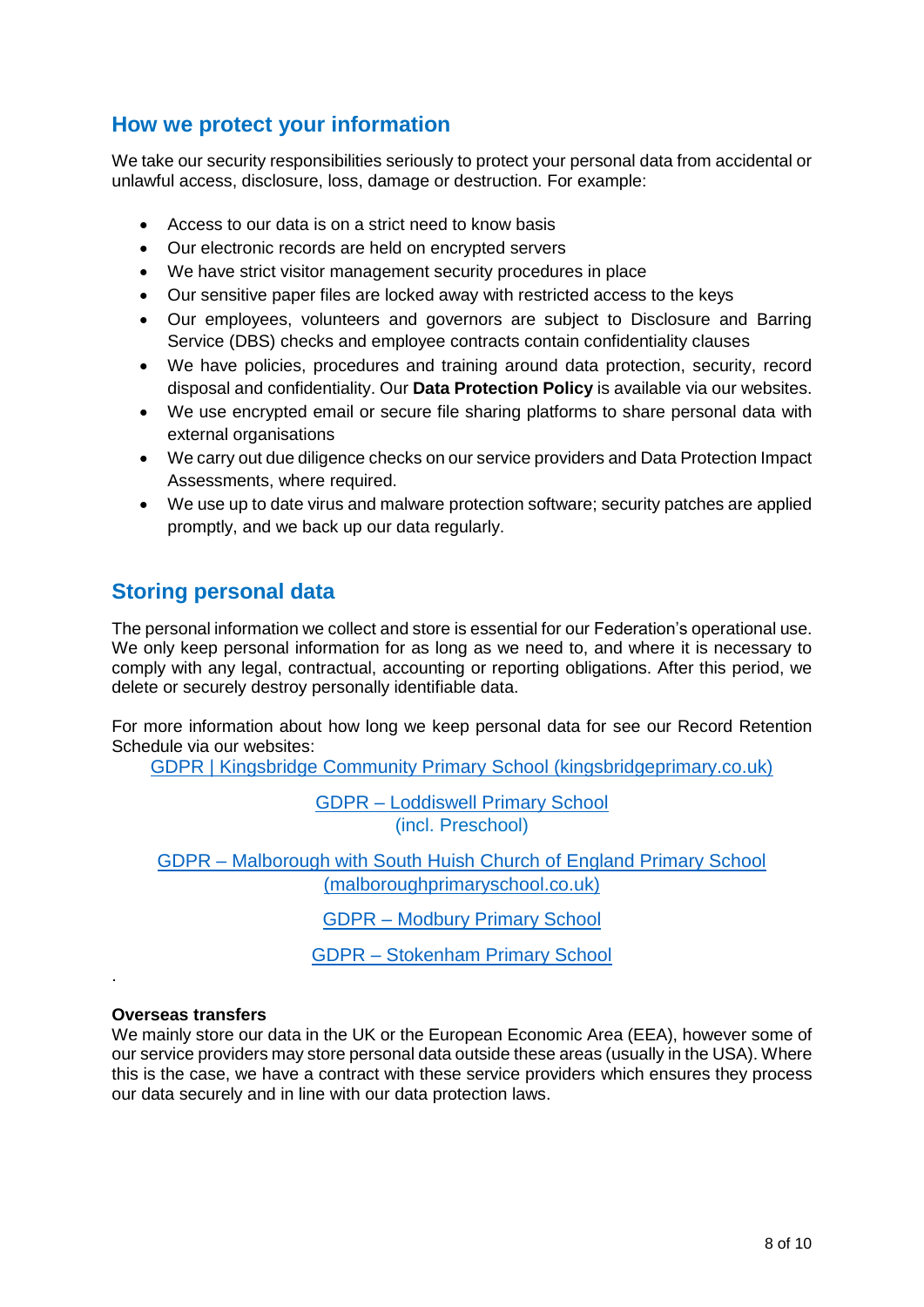## How we protect your information

We take our security responsibilities seriously to protect your personal data from accidental or unlawful access, disclosure, loss, damage or destruction. For example:

- Access to our data is on a strict need to know basis
- Our electronic records are held on encrypted servers
- We have strict visitor management security procedures in place
- Our sensitive paper files are locked away with restricted access to the keys
- Our employees, volunteers and governors are subject to Disclosure and Barring Service (DBS) checks and employee contracts contain confidentiality clauses
- We have policies, procedures and training around data protection, security, record disposal and confidentiality. Our **Data Protection Policy** is available via our websites.
- We use encrypted email or secure file sharing platforms to share personal data with external organisations
- We carry out due diligence checks on our service providers and Data Protection Impact Assessments, where required.
- We use up to date virus and malware protection software; security patches are applied promptly, and we back up our data regularly.

## Storing personal data

The personal information we collect and store is essential for our Federation's operational use. We only keep personal information for as long as we need to, and where it is necessary to comply with any legal, contractual, accounting or reporting obligations. After this period, we delete or securely destroy personally identifiable data.

For more information about how long we keep personal data for see our Record Retention Schedule via our websites:

GDPR | Kingsbridge Community Primary School (kingsbridgeprimary.co.uk)

GDPR – Loddiswell Primary School (incl. Preschool)

GDPR – Malborough with South Huish Church of England Primary School (malboroughprimaryschool.co.uk)

GDPR – Modbury Primary School

GDPR – Stokenham Primary School

.

**Overseas transfers**

We mainly store our data in the UK or the European Economic Area (EEA), however some of our service providers may store personal data outside these areas (usually in the USA). Where this is the case, we have a contract with these service providers which ensures they process our data securely and in line with our data protection laws.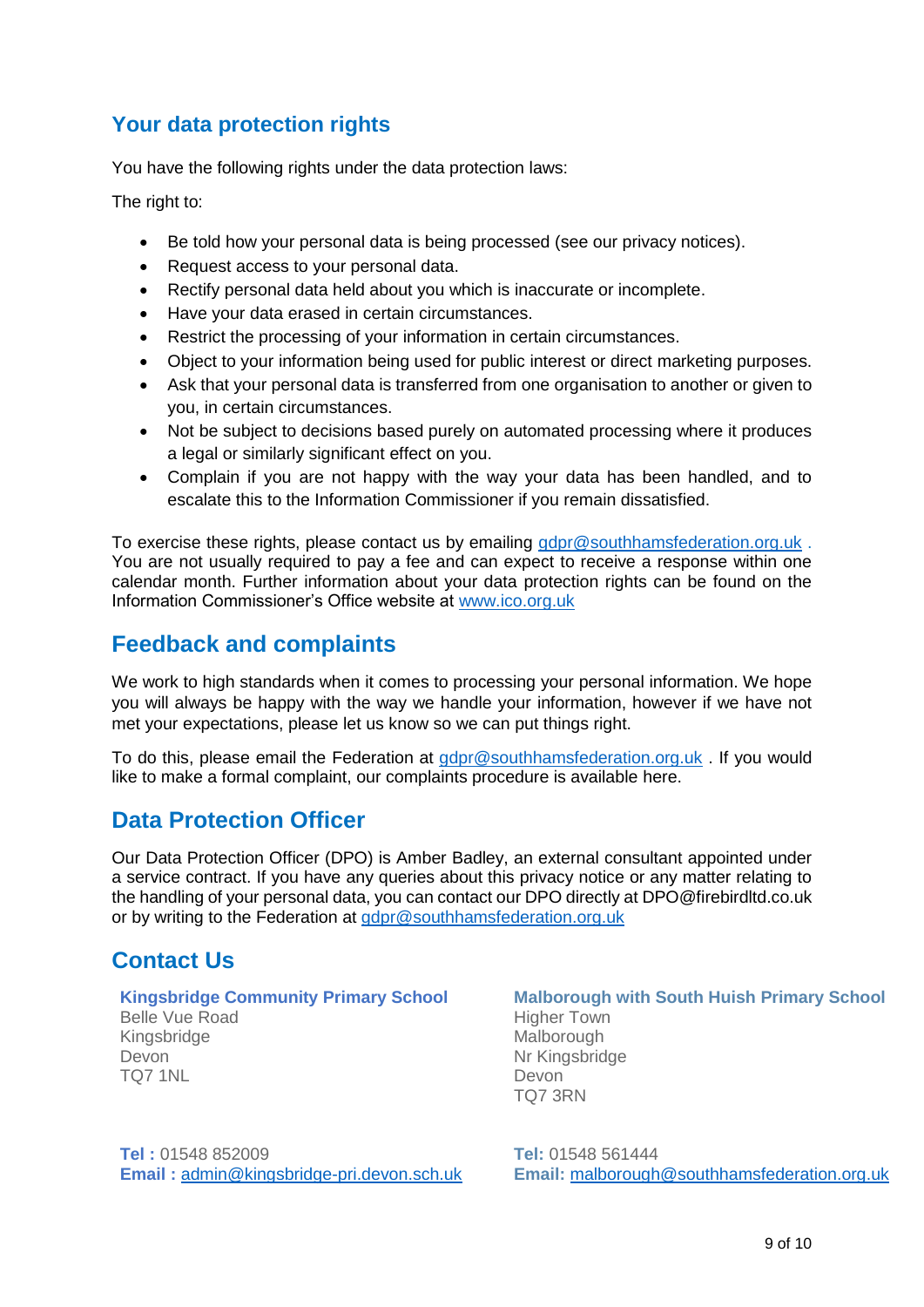## Your data protection rights

You have the following rights under the data protection laws:

The right to:

- Be told how your personal data is being processed (see our privacy notices).
- Request access to your personal data.
- Rectify personal data held about you which is inaccurate or incomplete.
- Have your data erased in certain circumstances.
- Restrict the processing of your information in certain circumstances.
- Object to your information being used for public interest or direct marketing purposes.
- Ask that your personal data is transferred from one organisation to another or given to you, in certain circumstances.
- Not be subject to decisions based purely on automated processing where it produces a legal or similarly significant effect on you.
- Complain if you are not happy with the way your data has been handled, and to escalate this to the Information Commissioner if you remain dissatisfied.

To exercise these rights, please contact us by emailing gdpr@southhamsfederation.org.uk . You are not usually required to pay a fee and can expect to receive a response within one calendar month. Further information about your data protection rights can be found on the Information Commissioner's Office website at www.ico.org.uk

## Feedback and complaints

We work to high standards when it comes to processing your personal information. We hope you will always be happy with the way we handle your information, however if we have not met your expectations, please let us know so we can put things right.

To do this, please email the Federation at gdpr@southhamsfederation.org.uk . If you would like to make a formal complaint, our complaints procedure is available here.

## Data Protection Officer

Our Data Protection Officer (DPO) is Amber Badley, an external consultant appointed under a service contract. If you have any queries about this privacy notice or any matter relating to the handling of your personal data, you can contact our DPO directly at DPO@firebirdltd.co.uk or by writing to the Federation at gdpr@southhamsfederation.org.uk

## Contact Us

**Kingsbridge Community Primary School**
Belle Vue Road
Kingsbridge
Devon
TQ7 1NL

**Tel :** 01548 852009
**Email :** admin@kingsbridge-pri.devon.sch.uk

**Malborough with South Huish Primary School**
Higher Town
Malborough
Nr Kingsbridge
Devon
TQ7 3RN

**Tel:** 01548 561444
**Email:** malborough@southhamsfederation.org.uk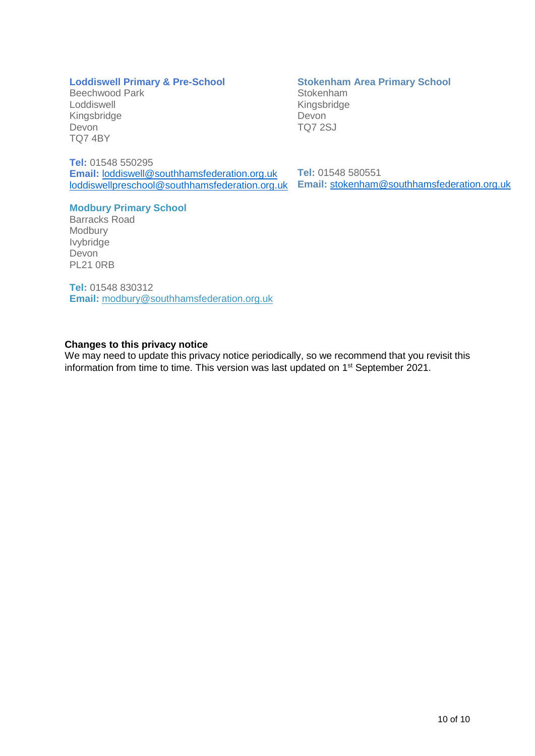**Loddiswell Primary & Pre-School**
Beechwood Park
Loddiswell
Kingsbridge
Devon
TQ7 4BY

**Tel:** 01548 550295
**Email:** loddiswell@southhamsfederation.org.uk
loddiswellpreschool@southhamsfederation.org.uk

**Stokenham Area Primary School**
Stokenham
Kingsbridge
Devon
TQ7 2SJ

**Tel:** 01548 580551
**Email:** stokenham@southhamsfederation.org.uk

**Modbury Primary School**
Barracks Road
Modbury
Ivybridge
Devon
PL21 0RB

**Tel:** 01548 830312
**Email:** modbury@southhamsfederation.org.uk

**Changes to this privacy notice**

We may need to update this privacy notice periodically, so we recommend that you revisit this information from time to time. This version was last updated on 1st September 2021.